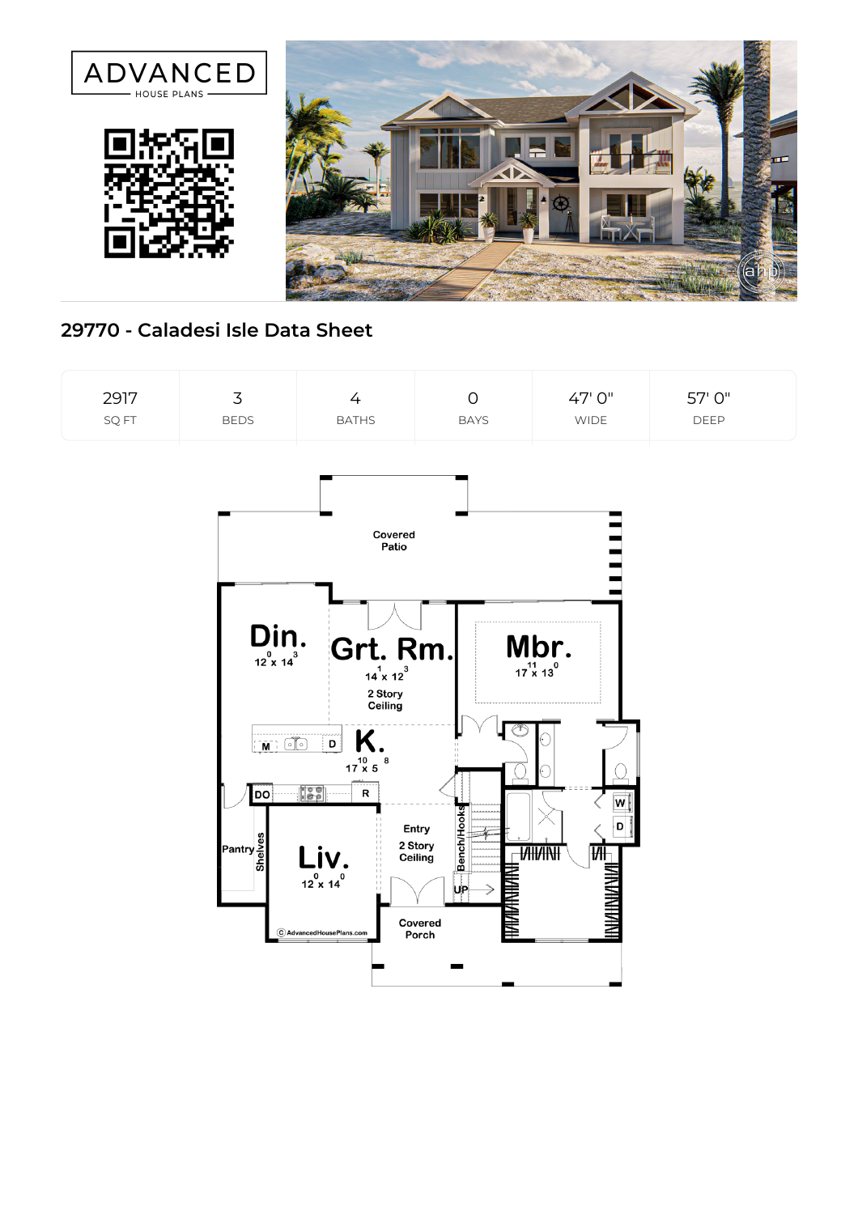ADVANCED HOUSE PLANS

## 29770 - Caladesi Isle Data Sheet

| 2917 | 3 | 4 | 0 | 47' 0" | 57' 0" |
| --- | --- | --- | --- | --- | --- |
| SQ FT | BEDS | BATHS | BAYS | WIDE | DEEP |

Covered Patio

Din. $12^0$ x $14^3$

Grt. Rm. $14^1$ x $12^3$
2 Story Ceiling

Mbr. $17^{11}$ x $13^0$

K. $17^{10}$ x $5^8$

M D DO R W D

Pantry Shelves

Liv. $12^0$ x $14^0$

Entry
2 Story Ceiling

Bench/Hooks

UP

Covered Porch

© AdvancedHousePlans.com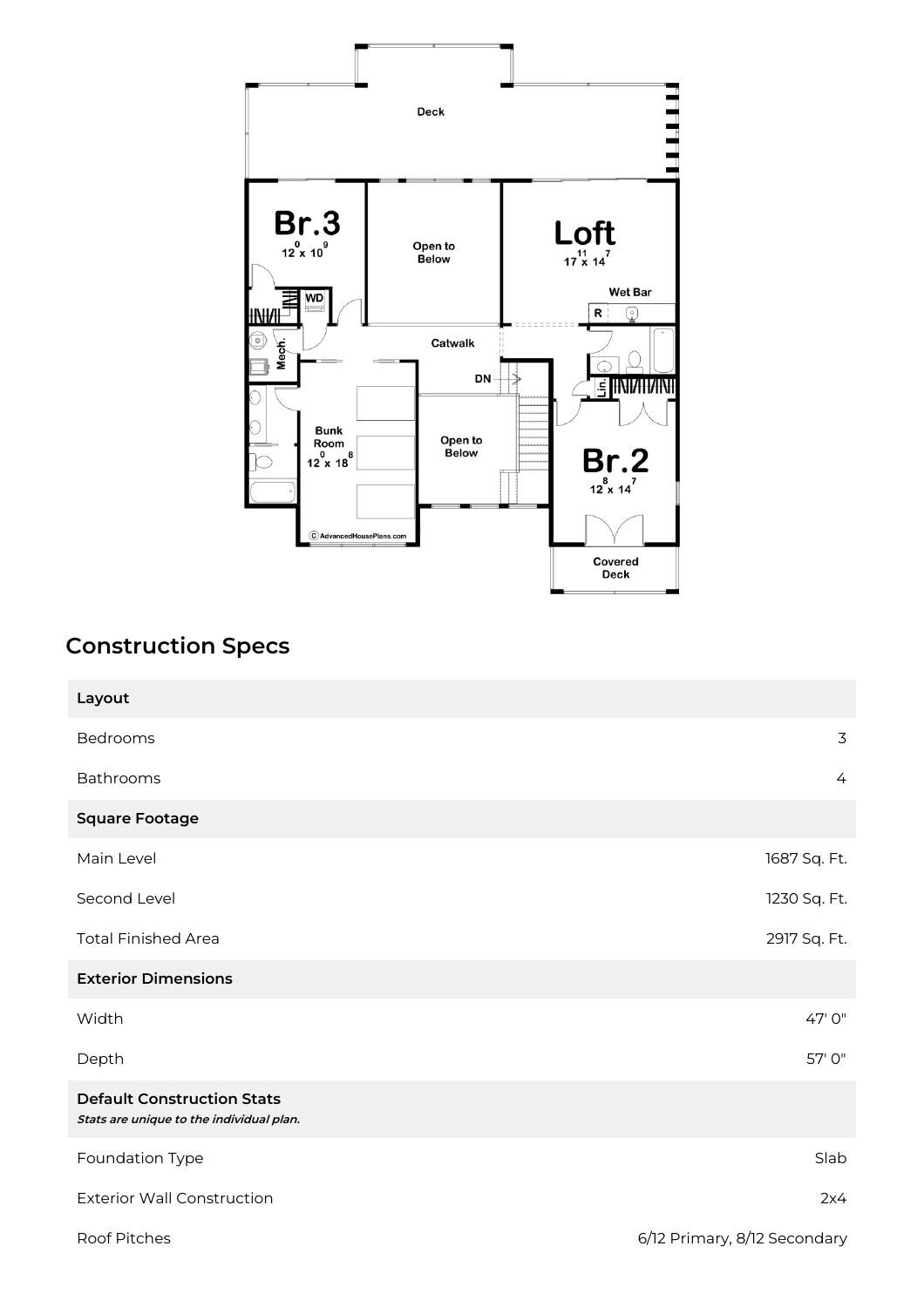## Construction Specs

| Layout | |
|---|---|
| Bedrooms | 3 |
| Bathrooms | 4 |
| **Square Footage** | |
| Main Level | 1687 Sq. Ft. |
| Second Level | 1230 Sq. Ft. |
| Total Finished Area | 2917 Sq. Ft. |
| **Exterior Dimensions** | |
| Width | 47' 0" |
| Depth | 57' 0" |
| **Default Construction Stats** *Stats are unique to the individual plan.* | |
| Foundation Type | Slab |
| Exterior Wall Construction | 2x4 |
| Roof Pitches | 6/12 Primary, 8/12 Secondary |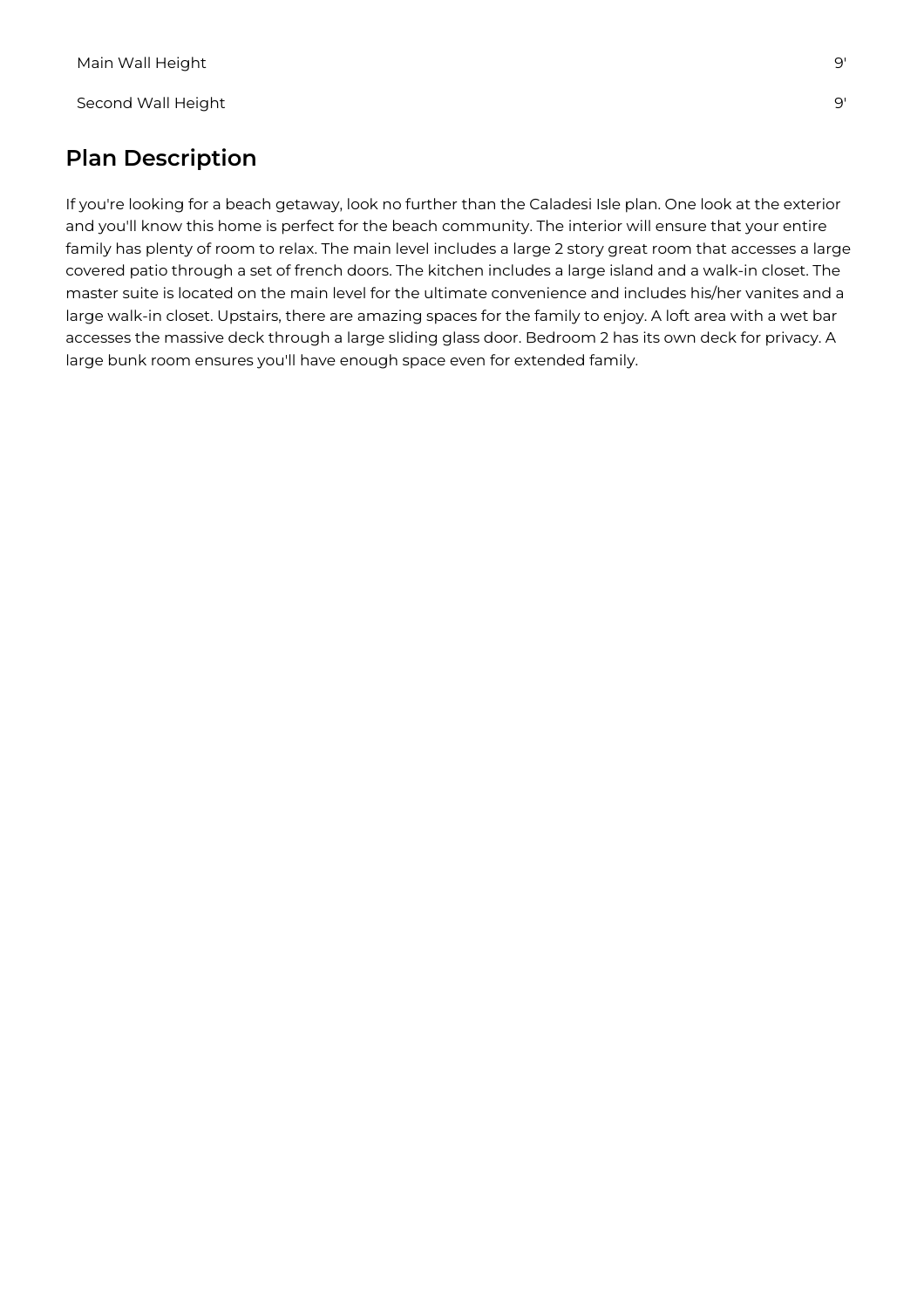| | |
|---|---|
| Main Wall Height | 9' |
| Second Wall Height | 9' |

## Plan Description

If you're looking for a beach getaway, look no further than the Caladesi Isle plan. One look at the exterior and you'll know this home is perfect for the beach community. The interior will ensure that your entire family has plenty of room to relax. The main level includes a large 2 story great room that accesses a large covered patio through a set of french doors. The kitchen includes a large island and a walk-in closet. The master suite is located on the main level for the ultimate convenience and includes his/her vanites and a large walk-in closet. Upstairs, there are amazing spaces for the family to enjoy. A loft area with a wet bar accesses the massive deck through a large sliding glass door. Bedroom 2 has its own deck for privacy. A large bunk room ensures you'll have enough space even for extended family.